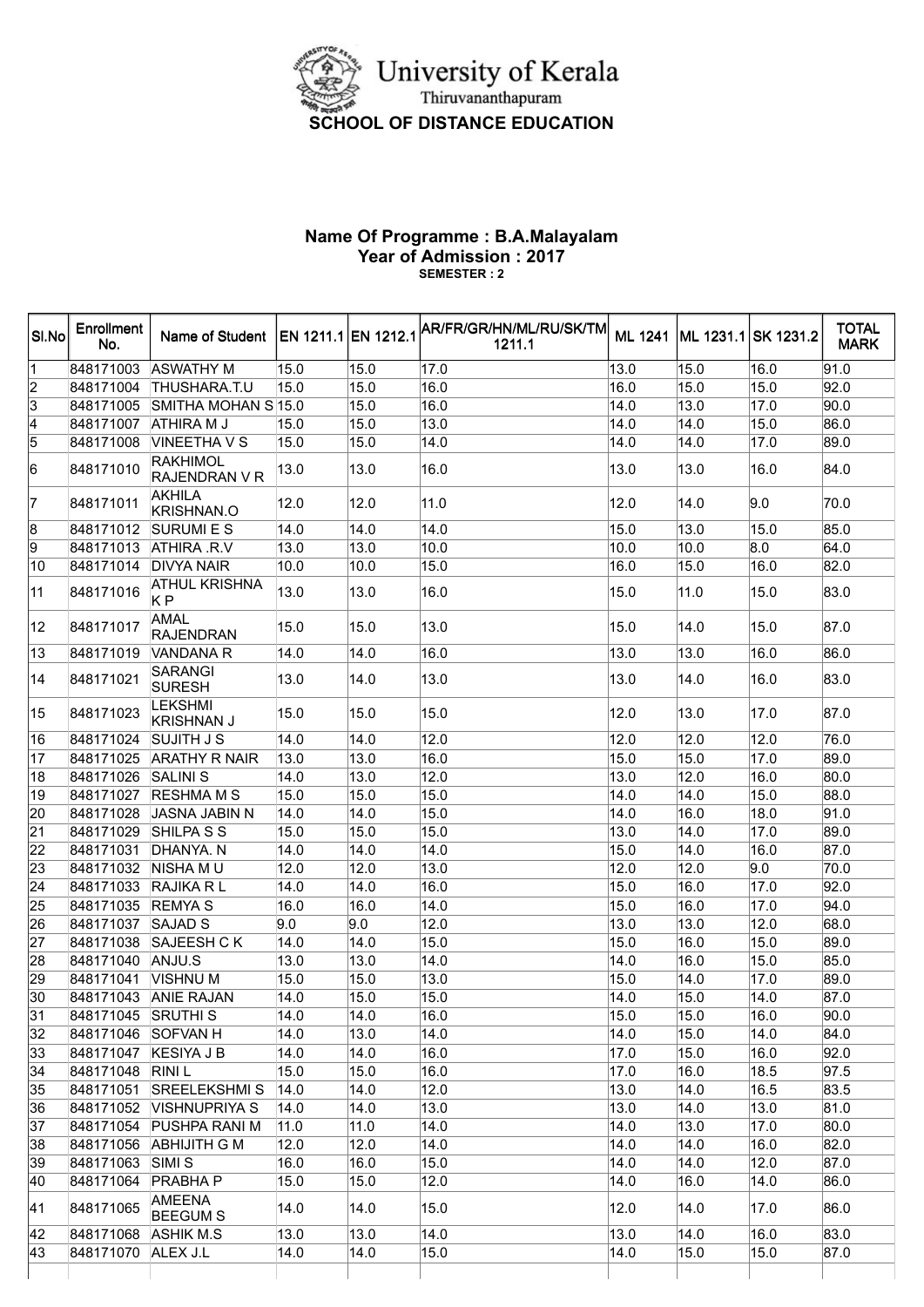# University of Kerala

Thiruvananthapuram

## SCHOOL OF DISTANCE EDUCATION

### Name Of Programme : B.A.Malayalam
### Year of Admission : 2017
**SEMESTER : 2**

| Sl.No | Enrollment No. | Name of Student | EN 1211.1 | EN 1212.1 | AR/FR/GR/HN/ML/RU/SK/TM 1211.1 | ML 1241 | ML 1231.1 | SK 1231.2 | TOTAL MARK |
|---|---|---|---|---|---|---|---|---|---|
| 1 | 848171003 | ASWATHY M | 15.0 | 15.0 | 17.0 | 13.0 | 15.0 | 16.0 | 91.0 |
| 2 | 848171004 | THUSHARA.T.U | 15.0 | 15.0 | 16.0 | 16.0 | 15.0 | 15.0 | 92.0 |
| 3 | 848171005 | SMITHA MOHAN S | 15.0 | 15.0 | 16.0 | 14.0 | 13.0 | 17.0 | 90.0 |
| 4 | 848171007 | ATHIRA M J | 15.0 | 15.0 | 13.0 | 14.0 | 14.0 | 15.0 | 86.0 |
| 5 | 848171008 | VINEETHA V S | 15.0 | 15.0 | 14.0 | 14.0 | 14.0 | 17.0 | 89.0 |
| 6 | 848171010 | RAKHIMOL RAJENDRAN V R | 13.0 | 13.0 | 16.0 | 13.0 | 13.0 | 16.0 | 84.0 |
| 7 | 848171011 | AKHILA KRISHNAN.O | 12.0 | 12.0 | 11.0 | 12.0 | 14.0 | 9.0 | 70.0 |
| 8 | 848171012 | SURUMI E S | 14.0 | 14.0 | 14.0 | 15.0 | 13.0 | 15.0 | 85.0 |
| 9 | 848171013 | ATHIRA .R.V | 13.0 | 13.0 | 10.0 | 10.0 | 10.0 | 8.0 | 64.0 |
| 10 | 848171014 | DIVYA NAIR | 10.0 | 10.0 | 15.0 | 16.0 | 15.0 | 16.0 | 82.0 |
| 11 | 848171016 | ATHUL KRISHNA K P | 13.0 | 13.0 | 16.0 | 15.0 | 11.0 | 15.0 | 83.0 |
| 12 | 848171017 | AMAL RAJENDRAN | 15.0 | 15.0 | 13.0 | 15.0 | 14.0 | 15.0 | 87.0 |
| 13 | 848171019 | VANDANA R | 14.0 | 14.0 | 16.0 | 13.0 | 13.0 | 16.0 | 86.0 |
| 14 | 848171021 | SARANGI SURESH | 13.0 | 14.0 | 13.0 | 13.0 | 14.0 | 16.0 | 83.0 |
| 15 | 848171023 | LEKSHMI KRISHNAN J | 15.0 | 15.0 | 15.0 | 12.0 | 13.0 | 17.0 | 87.0 |
| 16 | 848171024 | SUJITH J S | 14.0 | 14.0 | 12.0 | 12.0 | 12.0 | 12.0 | 76.0 |
| 17 | 848171025 | ARATHY R NAIR | 13.0 | 13.0 | 16.0 | 15.0 | 15.0 | 17.0 | 89.0 |
| 18 | 848171026 | SALINI S | 14.0 | 13.0 | 12.0 | 13.0 | 12.0 | 16.0 | 80.0 |
| 19 | 848171027 | RESHMA M S | 15.0 | 15.0 | 15.0 | 14.0 | 14.0 | 15.0 | 88.0 |
| 20 | 848171028 | JASNA JABIN N | 14.0 | 14.0 | 15.0 | 14.0 | 16.0 | 18.0 | 91.0 |
| 21 | 848171029 | SHILPA S S | 15.0 | 15.0 | 15.0 | 13.0 | 14.0 | 17.0 | 89.0 |
| 22 | 848171031 | DHANYA. N | 14.0 | 14.0 | 14.0 | 15.0 | 14.0 | 16.0 | 87.0 |
| 23 | 848171032 | NISHA M U | 12.0 | 12.0 | 13.0 | 12.0 | 12.0 | 9.0 | 70.0 |
| 24 | 848171033 | RAJIKA R L | 14.0 | 14.0 | 16.0 | 15.0 | 16.0 | 17.0 | 92.0 |
| 25 | 848171035 | REMYA S | 16.0 | 16.0 | 14.0 | 15.0 | 16.0 | 17.0 | 94.0 |
| 26 | 848171037 | SAJAD S | 9.0 | 9.0 | 12.0 | 13.0 | 13.0 | 12.0 | 68.0 |
| 27 | 848171038 | SAJEESH C K | 14.0 | 14.0 | 15.0 | 15.0 | 16.0 | 15.0 | 89.0 |
| 28 | 848171040 | ANJU.S | 13.0 | 13.0 | 14.0 | 14.0 | 16.0 | 15.0 | 85.0 |
| 29 | 848171041 | VISHNU M | 15.0 | 15.0 | 13.0 | 15.0 | 14.0 | 17.0 | 89.0 |
| 30 | 848171043 | ANIE RAJAN | 14.0 | 15.0 | 15.0 | 14.0 | 15.0 | 14.0 | 87.0 |
| 31 | 848171045 | SRUTHI S | 14.0 | 14.0 | 16.0 | 15.0 | 15.0 | 16.0 | 90.0 |
| 32 | 848171046 | SOFVAN H | 14.0 | 13.0 | 14.0 | 14.0 | 15.0 | 14.0 | 84.0 |
| 33 | 848171047 | KESIYA J B | 14.0 | 14.0 | 16.0 | 17.0 | 15.0 | 16.0 | 92.0 |
| 34 | 848171048 | RINI L | 15.0 | 15.0 | 16.0 | 17.0 | 16.0 | 18.5 | 97.5 |
| 35 | 848171051 | SREELEKSHMI S | 14.0 | 14.0 | 12.0 | 13.0 | 14.0 | 16.5 | 83.5 |
| 36 | 848171052 | VISHNUPRIYA S | 14.0 | 14.0 | 13.0 | 13.0 | 14.0 | 13.0 | 81.0 |
| 37 | 848171054 | PUSHPA RANI M | 11.0 | 11.0 | 14.0 | 14.0 | 13.0 | 17.0 | 80.0 |
| 38 | 848171056 | ABHIJITH G M | 12.0 | 12.0 | 14.0 | 14.0 | 14.0 | 16.0 | 82.0 |
| 39 | 848171063 | SIMI S | 16.0 | 16.0 | 15.0 | 14.0 | 14.0 | 12.0 | 87.0 |
| 40 | 848171064 | PRABHA P | 15.0 | 15.0 | 12.0 | 14.0 | 16.0 | 14.0 | 86.0 |
| 41 | 848171065 | AMEENA BEEGUM S | 14.0 | 14.0 | 15.0 | 12.0 | 14.0 | 17.0 | 86.0 |
| 42 | 848171068 | ASHIK M.S | 13.0 | 13.0 | 14.0 | 13.0 | 14.0 | 16.0 | 83.0 |
| 43 | 848171070 | ALEX J.L | 14.0 | 14.0 | 15.0 | 14.0 | 15.0 | 15.0 | 87.0 |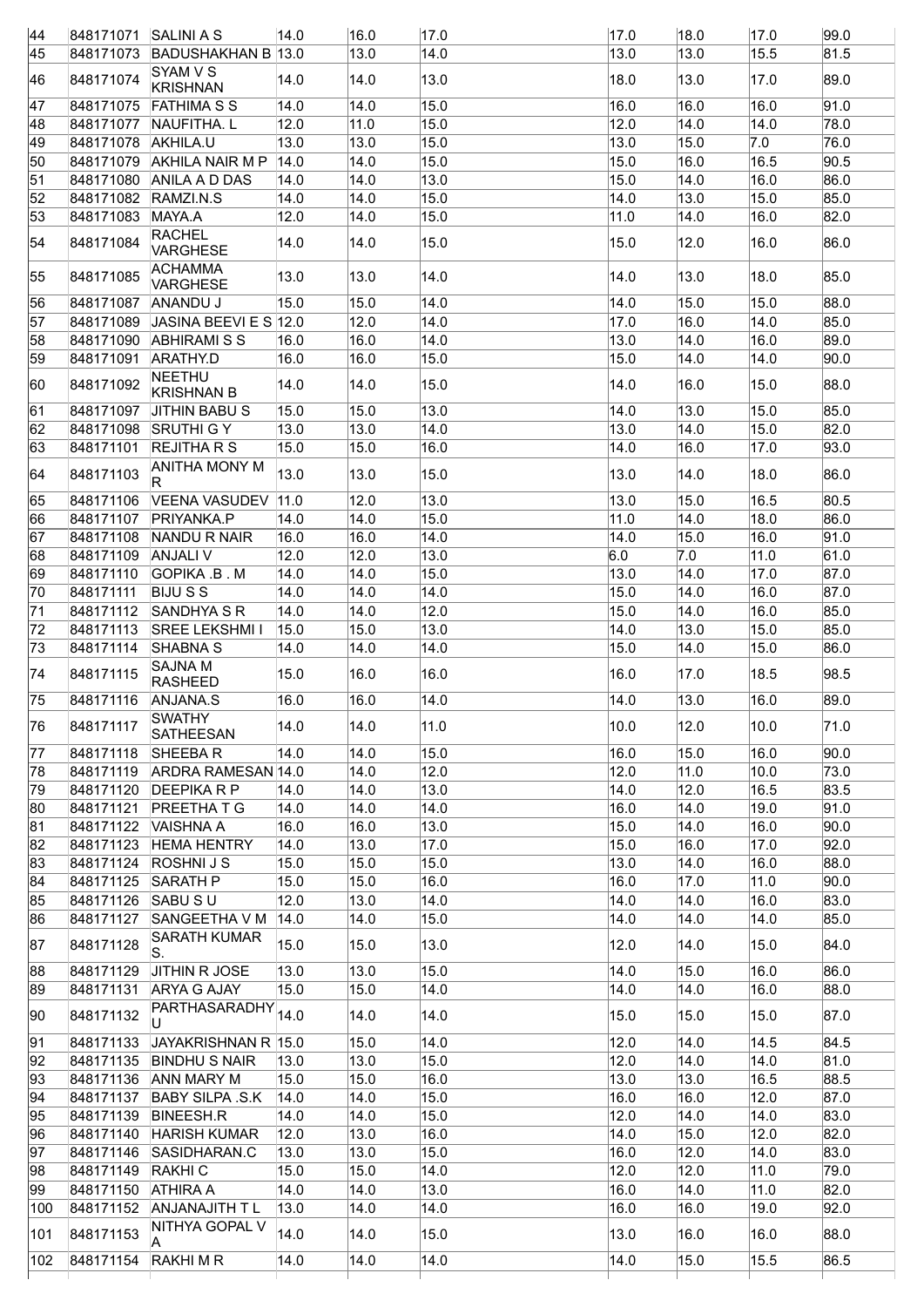| 44 | 848171071 | SALINI A S | 14.0 | 16.0 | 17.0 | 17.0 | 18.0 | 17.0 | 99.0 |
|---|---|---|---|---|---|---|---|---|---|
| 45 | 848171073 | BADUSHAKHAN B | 13.0 | 13.0 | 14.0 | 13.0 | 13.0 | 15.5 | 81.5 |
| 46 | 848171074 | SYAM V S KRISHNAN | 14.0 | 14.0 | 13.0 | 18.0 | 13.0 | 17.0 | 89.0 |
| 47 | 848171075 | FATHIMA S S | 14.0 | 14.0 | 15.0 | 16.0 | 16.0 | 16.0 | 91.0 |
| 48 | 848171077 | NAUFITHA. L | 12.0 | 11.0 | 15.0 | 12.0 | 14.0 | 14.0 | 78.0 |
| 49 | 848171078 | AKHILA.U | 13.0 | 13.0 | 15.0 | 13.0 | 15.0 | 7.0 | 76.0 |
| 50 | 848171079 | AKHILA NAIR M P | 14.0 | 14.0 | 15.0 | 15.0 | 16.0 | 16.5 | 90.5 |
| 51 | 848171080 | ANILA A D DAS | 14.0 | 14.0 | 13.0 | 15.0 | 14.0 | 16.0 | 86.0 |
| 52 | 848171082 | RAMZI.N.S | 14.0 | 14.0 | 15.0 | 14.0 | 13.0 | 15.0 | 85.0 |
| 53 | 848171083 | MAYA.A | 12.0 | 14.0 | 15.0 | 11.0 | 14.0 | 16.0 | 82.0 |
| 54 | 848171084 | RACHEL VARGHESE | 14.0 | 14.0 | 15.0 | 15.0 | 12.0 | 16.0 | 86.0 |
| 55 | 848171085 | ACHAMMA VARGHESE | 13.0 | 13.0 | 14.0 | 14.0 | 13.0 | 18.0 | 85.0 |
| 56 | 848171087 | ANANDU J | 15.0 | 15.0 | 14.0 | 14.0 | 15.0 | 15.0 | 88.0 |
| 57 | 848171089 | JASINA BEEVI E S | 12.0 | 12.0 | 14.0 | 17.0 | 16.0 | 14.0 | 85.0 |
| 58 | 848171090 | ABHIRAMI S S | 16.0 | 16.0 | 14.0 | 13.0 | 14.0 | 16.0 | 89.0 |
| 59 | 848171091 | ARATHY.D | 16.0 | 16.0 | 15.0 | 15.0 | 14.0 | 14.0 | 90.0 |
| 60 | 848171092 | NEETHU KRISHNAN B | 14.0 | 14.0 | 15.0 | 14.0 | 16.0 | 15.0 | 88.0 |
| 61 | 848171097 | JITHIN BABU S | 15.0 | 15.0 | 13.0 | 14.0 | 13.0 | 15.0 | 85.0 |
| 62 | 848171098 | SRUTHI G Y | 13.0 | 13.0 | 14.0 | 13.0 | 14.0 | 15.0 | 82.0 |
| 63 | 848171101 | REJITHA R S | 15.0 | 15.0 | 16.0 | 14.0 | 16.0 | 17.0 | 93.0 |
| 64 | 848171103 | ANITHA MONY M R | 13.0 | 13.0 | 15.0 | 13.0 | 14.0 | 18.0 | 86.0 |
| 65 | 848171106 | VEENA VASUDEV | 11.0 | 12.0 | 13.0 | 13.0 | 15.0 | 16.5 | 80.5 |
| 66 | 848171107 | PRIYANKA.P | 14.0 | 14.0 | 15.0 | 11.0 | 14.0 | 18.0 | 86.0 |
| 67 | 848171108 | NANDU R NAIR | 16.0 | 16.0 | 14.0 | 14.0 | 15.0 | 16.0 | 91.0 |
| 68 | 848171109 | ANJALI V | 12.0 | 12.0 | 13.0 | 6.0 | 7.0 | 11.0 | 61.0 |
| 69 | 848171110 | GOPIKA .B . M | 14.0 | 14.0 | 15.0 | 13.0 | 14.0 | 17.0 | 87.0 |
| 70 | 848171111 | BIJU S S | 14.0 | 14.0 | 14.0 | 15.0 | 14.0 | 16.0 | 87.0 |
| 71 | 848171112 | SANDHYA S R | 14.0 | 14.0 | 12.0 | 15.0 | 14.0 | 16.0 | 85.0 |
| 72 | 848171113 | SREE LEKSHMI I | 15.0 | 15.0 | 13.0 | 14.0 | 13.0 | 15.0 | 85.0 |
| 73 | 848171114 | SHABNA S | 14.0 | 14.0 | 14.0 | 15.0 | 14.0 | 15.0 | 86.0 |
| 74 | 848171115 | SAJNA M RASHEED | 15.0 | 16.0 | 16.0 | 16.0 | 17.0 | 18.5 | 98.5 |
| 75 | 848171116 | ANJANA.S | 16.0 | 16.0 | 14.0 | 14.0 | 13.0 | 16.0 | 89.0 |
| 76 | 848171117 | SWATHY SATHEESAN | 14.0 | 14.0 | 11.0 | 10.0 | 12.0 | 10.0 | 71.0 |
| 77 | 848171118 | SHEEBA R | 14.0 | 14.0 | 15.0 | 16.0 | 15.0 | 16.0 | 90.0 |
| 78 | 848171119 | ARDRA RAMESAN | 14.0 | 14.0 | 12.0 | 12.0 | 11.0 | 10.0 | 73.0 |
| 79 | 848171120 | DEEPIKA R P | 14.0 | 14.0 | 13.0 | 14.0 | 12.0 | 16.5 | 83.5 |
| 80 | 848171121 | PREETHA T G | 14.0 | 14.0 | 14.0 | 16.0 | 14.0 | 19.0 | 91.0 |
| 81 | 848171122 | VAISHNA A | 16.0 | 16.0 | 13.0 | 15.0 | 14.0 | 16.0 | 90.0 |
| 82 | 848171123 | HEMA HENTRY | 14.0 | 13.0 | 17.0 | 15.0 | 16.0 | 17.0 | 92.0 |
| 83 | 848171124 | ROSHNI J S | 15.0 | 15.0 | 15.0 | 13.0 | 14.0 | 16.0 | 88.0 |
| 84 | 848171125 | SARATH P | 15.0 | 15.0 | 16.0 | 16.0 | 17.0 | 11.0 | 90.0 |
| 85 | 848171126 | SABU S U | 12.0 | 13.0 | 14.0 | 14.0 | 14.0 | 16.0 | 83.0 |
| 86 | 848171127 | SANGEETHA V M | 14.0 | 14.0 | 15.0 | 14.0 | 14.0 | 14.0 | 85.0 |
| 87 | 848171128 | SARATH KUMAR S. | 15.0 | 15.0 | 13.0 | 12.0 | 14.0 | 15.0 | 84.0 |
| 88 | 848171129 | JITHIN R JOSE | 13.0 | 13.0 | 15.0 | 14.0 | 15.0 | 16.0 | 86.0 |
| 89 | 848171131 | ARYA G AJAY | 15.0 | 15.0 | 14.0 | 14.0 | 14.0 | 16.0 | 88.0 |
| 90 | 848171132 | PARTHASARADHY U | 14.0 | 14.0 | 14.0 | 15.0 | 15.0 | 15.0 | 87.0 |
| 91 | 848171133 | JAYAKRISHNAN R | 15.0 | 15.0 | 14.0 | 12.0 | 14.0 | 14.5 | 84.5 |
| 92 | 848171135 | BINDHU S NAIR | 13.0 | 13.0 | 15.0 | 12.0 | 14.0 | 14.0 | 81.0 |
| 93 | 848171136 | ANN MARY M | 15.0 | 15.0 | 16.0 | 13.0 | 13.0 | 16.5 | 88.5 |
| 94 | 848171137 | BABY SILPA .S.K | 14.0 | 14.0 | 15.0 | 16.0 | 16.0 | 12.0 | 87.0 |
| 95 | 848171139 | BINEESH.R | 14.0 | 14.0 | 15.0 | 12.0 | 14.0 | 14.0 | 83.0 |
| 96 | 848171140 | HARISH KUMAR | 12.0 | 13.0 | 16.0 | 14.0 | 15.0 | 12.0 | 82.0 |
| 97 | 848171146 | SASIDHARAN.C | 13.0 | 13.0 | 15.0 | 16.0 | 12.0 | 14.0 | 83.0 |
| 98 | 848171149 | RAKHI C | 15.0 | 15.0 | 14.0 | 12.0 | 12.0 | 11.0 | 79.0 |
| 99 | 848171150 | ATHIRA A | 14.0 | 14.0 | 13.0 | 16.0 | 14.0 | 11.0 | 82.0 |
| 100 | 848171152 | ANJANAJITH T L | 13.0 | 14.0 | 14.0 | 16.0 | 16.0 | 19.0 | 92.0 |
| 101 | 848171153 | NITHYA GOPAL V A | 14.0 | 14.0 | 15.0 | 13.0 | 16.0 | 16.0 | 88.0 |
| 102 | 848171154 | RAKHI M R | 14.0 | 14.0 | 14.0 | 14.0 | 15.0 | 15.5 | 86.5 |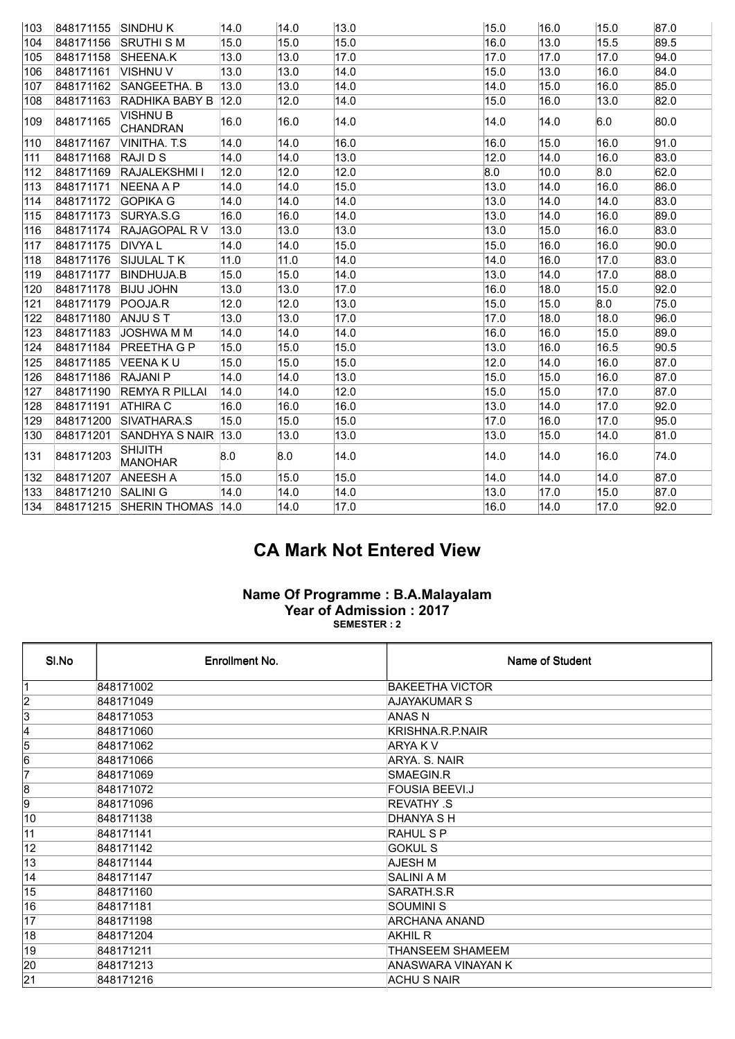| 103 | 848171155 | SINDHU K | 14.0 | 14.0 | 13.0 | 15.0 | 16.0 | 15.0 | 87.0 |
|---|---|---|---|---|---|---|---|---|---|
| 104 | 848171156 | SRUTHI S M | 15.0 | 15.0 | 15.0 | 16.0 | 13.0 | 15.5 | 89.5 |
| 105 | 848171158 | SHEENA.K | 13.0 | 13.0 | 17.0 | 17.0 | 17.0 | 17.0 | 94.0 |
| 106 | 848171161 | VISHNU V | 13.0 | 13.0 | 14.0 | 15.0 | 13.0 | 16.0 | 84.0 |
| 107 | 848171162 | SANGEETHA. B | 13.0 | 13.0 | 14.0 | 14.0 | 15.0 | 16.0 | 85.0 |
| 108 | 848171163 | RADHIKA BABY B | 12.0 | 12.0 | 14.0 | 15.0 | 16.0 | 13.0 | 82.0 |
| 109 | 848171165 | VISHNU B CHANDRAN | 16.0 | 16.0 | 14.0 | 14.0 | 14.0 | 6.0 | 80.0 |
| 110 | 848171167 | VINITHA. T.S | 14.0 | 14.0 | 16.0 | 16.0 | 15.0 | 16.0 | 91.0 |
| 111 | 848171168 | RAJI D S | 14.0 | 14.0 | 13.0 | 12.0 | 14.0 | 16.0 | 83.0 |
| 112 | 848171169 | RAJALEKSHMI I | 12.0 | 12.0 | 12.0 | 8.0 | 10.0 | 8.0 | 62.0 |
| 113 | 848171171 | NEENA A P | 14.0 | 14.0 | 15.0 | 13.0 | 14.0 | 16.0 | 86.0 |
| 114 | 848171172 | GOPIKA G | 14.0 | 14.0 | 14.0 | 13.0 | 14.0 | 14.0 | 83.0 |
| 115 | 848171173 | SURYA.S.G | 16.0 | 16.0 | 14.0 | 13.0 | 14.0 | 16.0 | 89.0 |
| 116 | 848171174 | RAJAGOPAL R V | 13.0 | 13.0 | 13.0 | 13.0 | 15.0 | 16.0 | 83.0 |
| 117 | 848171175 | DIVYA L | 14.0 | 14.0 | 15.0 | 15.0 | 16.0 | 16.0 | 90.0 |
| 118 | 848171176 | SIJULAL T K | 11.0 | 11.0 | 14.0 | 14.0 | 16.0 | 17.0 | 83.0 |
| 119 | 848171177 | BINDHUJA.B | 15.0 | 15.0 | 14.0 | 13.0 | 14.0 | 17.0 | 88.0 |
| 120 | 848171178 | BIJU JOHN | 13.0 | 13.0 | 17.0 | 16.0 | 18.0 | 15.0 | 92.0 |
| 121 | 848171179 | POOJA.R | 12.0 | 12.0 | 13.0 | 15.0 | 15.0 | 8.0 | 75.0 |
| 122 | 848171180 | ANJU S T | 13.0 | 13.0 | 17.0 | 17.0 | 18.0 | 18.0 | 96.0 |
| 123 | 848171183 | JOSHWA M M | 14.0 | 14.0 | 14.0 | 16.0 | 16.0 | 15.0 | 89.0 |
| 124 | 848171184 | PREETHA G P | 15.0 | 15.0 | 15.0 | 13.0 | 16.0 | 16.5 | 90.5 |
| 125 | 848171185 | VEENA K U | 15.0 | 15.0 | 15.0 | 12.0 | 14.0 | 16.0 | 87.0 |
| 126 | 848171186 | RAJANI P | 14.0 | 14.0 | 13.0 | 15.0 | 15.0 | 16.0 | 87.0 |
| 127 | 848171190 | REMYA R PILLAI | 14.0 | 14.0 | 12.0 | 15.0 | 15.0 | 17.0 | 87.0 |
| 128 | 848171191 | ATHIRA C | 16.0 | 16.0 | 16.0 | 13.0 | 14.0 | 17.0 | 92.0 |
| 129 | 848171200 | SIVATHARA.S | 15.0 | 15.0 | 15.0 | 17.0 | 16.0 | 17.0 | 95.0 |
| 130 | 848171201 | SANDHYA S NAIR | 13.0 | 13.0 | 13.0 | 13.0 | 15.0 | 14.0 | 81.0 |
| 131 | 848171203 | SHIJITH MANOHAR | 8.0 | 8.0 | 14.0 | 14.0 | 14.0 | 16.0 | 74.0 |
| 132 | 848171207 | ANEESH A | 15.0 | 15.0 | 15.0 | 14.0 | 14.0 | 14.0 | 87.0 |
| 133 | 848171210 | SALINI G | 14.0 | 14.0 | 14.0 | 13.0 | 17.0 | 15.0 | 87.0 |
| 134 | 848171215 | SHERIN THOMAS | 14.0 | 14.0 | 17.0 | 16.0 | 14.0 | 17.0 | 92.0 |

# CA Mark Not Entered View

### Name Of Programme : B.A.Malayalam
### Year of Admission : 2017
**SEMESTER : 2**

| Sl.No | Enrollment No. | Name of Student |
|---|---|---|
| 1 | 848171002 | BAKEETHA VICTOR |
| 2 | 848171049 | AJAYAKUMAR S |
| 3 | 848171053 | ANAS N |
| 4 | 848171060 | KRISHNA.R.P.NAIR |
| 5 | 848171062 | ARYA K V |
| 6 | 848171066 | ARYA. S. NAIR |
| 7 | 848171069 | SMAEGIN.R |
| 8 | 848171072 | FOUSIA BEEVI.J |
| 9 | 848171096 | REVATHY .S |
| 10 | 848171138 | DHANYA S H |
| 11 | 848171141 | RAHUL S P |
| 12 | 848171142 | GOKUL S |
| 13 | 848171144 | AJESH M |
| 14 | 848171147 | SALINI A M |
| 15 | 848171160 | SARATH.S.R |
| 16 | 848171181 | SOUMINI S |
| 17 | 848171198 | ARCHANA ANAND |
| 18 | 848171204 | AKHIL R |
| 19 | 848171211 | THANSEEM SHAMEEM |
| 20 | 848171213 | ANASWARA VINAYAN K |
| 21 | 848171216 | ACHU S NAIR |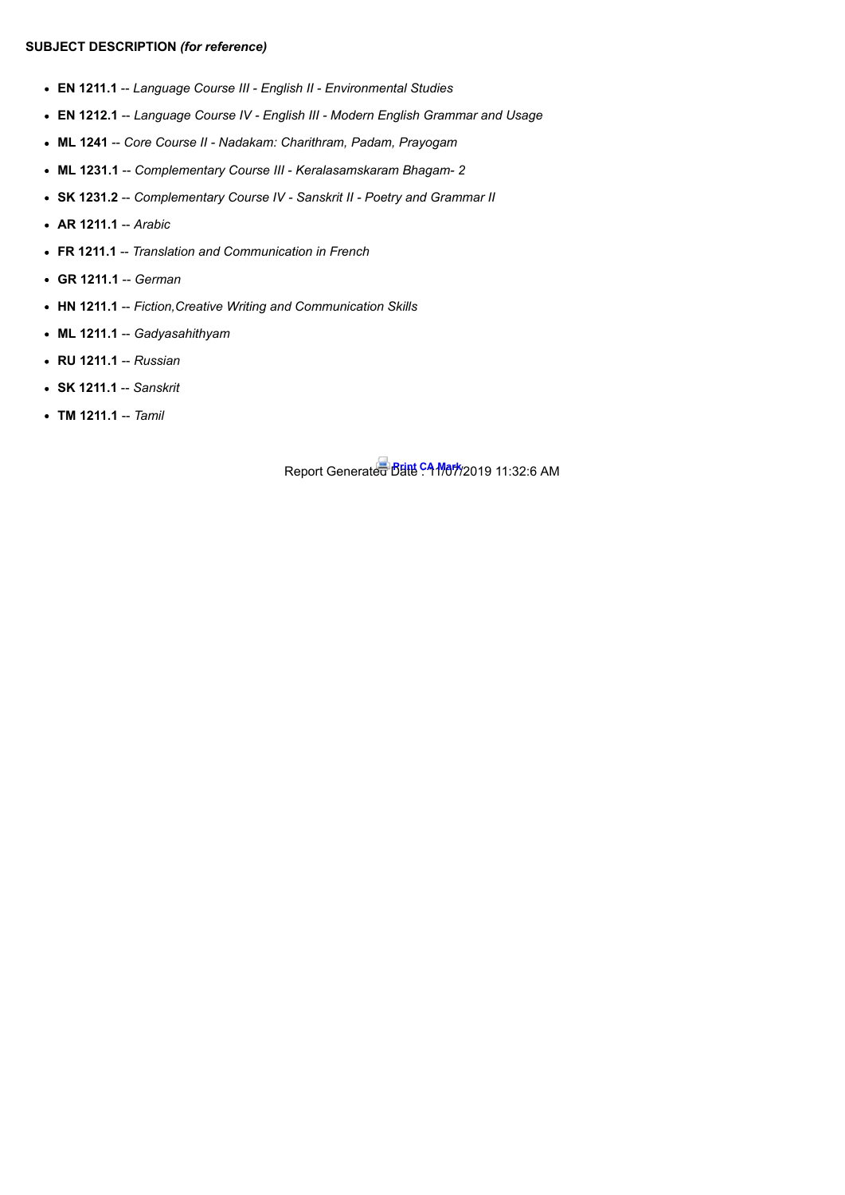**SUBJECT DESCRIPTION** ***(for reference)***

- **EN 1211.1** -- *Language Course III - English II - Environmental Studies*
- **EN 1212.1** -- *Language Course IV - English III - Modern English Grammar and Usage*
- **ML 1241** -- *Core Course II - Nadakam: Charithram, Padam, Prayogam*
- **ML 1231.1** -- *Complementary Course III - Keralasamskaram Bhagam- 2*
- **SK 1231.2** -- *Complementary Course IV - Sanskrit II - Poetry and Grammar II*
- **AR 1211.1** -- *Arabic*
- **FR 1211.1** -- *Translation and Communication in French*
- **GR 1211.1** -- *German*
- **HN 1211.1** -- *Fiction,Creative Writing and Communication Skills*
- **ML 1211.1** -- *Gadyasahithyam*
- **RU 1211.1** -- *Russian*
- **SK 1211.1** -- *Sanskrit*
- **TM 1211.1** -- *Tamil*

Print CA Mark

Report Generated Date : 11/07/2019 11:32:6 AM